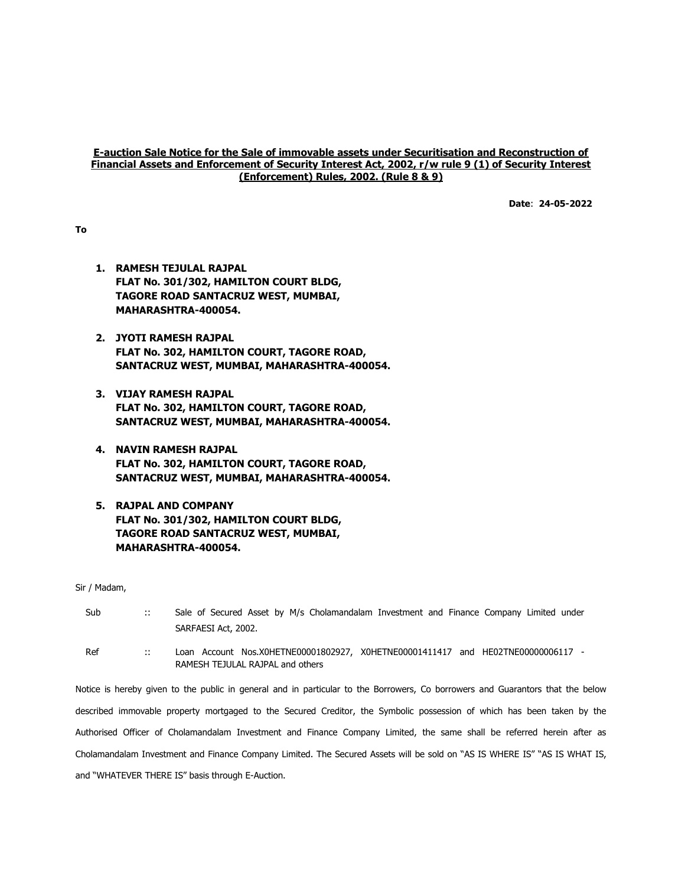**E-auction Sale Notice for the Sale of immovable assets under Securitisation and Reconstruction of Financial Assets and Enforcement of Security Interest Act, 2002, r/w rule 9 (1) of Security Interest (Enforcement) Rules, 2002. (Rule 8 & 9)**

**Date**: **24-05-2022**

**To**

1. **RAMESH TEJULAL RAJPAL**
   **FLAT No. 301/302, HAMILTON COURT BLDG,**
   **TAGORE ROAD SANTACRUZ WEST, MUMBAI,**
   **MAHARASHTRA-400054.**

2. **JYOTI RAMESH RAJPAL**
   **FLAT No. 302, HAMILTON COURT, TAGORE ROAD,**
   **SANTACRUZ WEST, MUMBAI, MAHARASHTRA-400054.**

3. **VIJAY RAMESH RAJPAL**
   **FLAT No. 302, HAMILTON COURT, TAGORE ROAD,**
   **SANTACRUZ WEST, MUMBAI, MAHARASHTRA-400054.**

4. **NAVIN RAMESH RAJPAL**
   **FLAT No. 302, HAMILTON COURT, TAGORE ROAD,**
   **SANTACRUZ WEST, MUMBAI, MAHARASHTRA-400054.**

5. **RAJPAL AND COMPANY**
   **FLAT No. 301/302, HAMILTON COURT BLDG,**
   **TAGORE ROAD SANTACRUZ WEST, MUMBAI,**
   **MAHARASHTRA-400054.**

Sir / Madam,

Sub :: Sale of Secured Asset by M/s Cholamandalam Investment and Finance Company Limited under SARFAESI Act, 2002.

Ref :: Loan Account Nos.X0HETNE00001802927, X0HETNE00001411417 and HE02TNE00000006117 - RAMESH TEJULAL RAJPAL and others

Notice is hereby given to the public in general and in particular to the Borrowers, Co borrowers and Guarantors that the below described immovable property mortgaged to the Secured Creditor, the Symbolic possession of which has been taken by the Authorised Officer of Cholamandalam Investment and Finance Company Limited, the same shall be referred herein after as Cholamandalam Investment and Finance Company Limited. The Secured Assets will be sold on "AS IS WHERE IS" "AS IS WHAT IS, and "WHATEVER THERE IS" basis through E-Auction.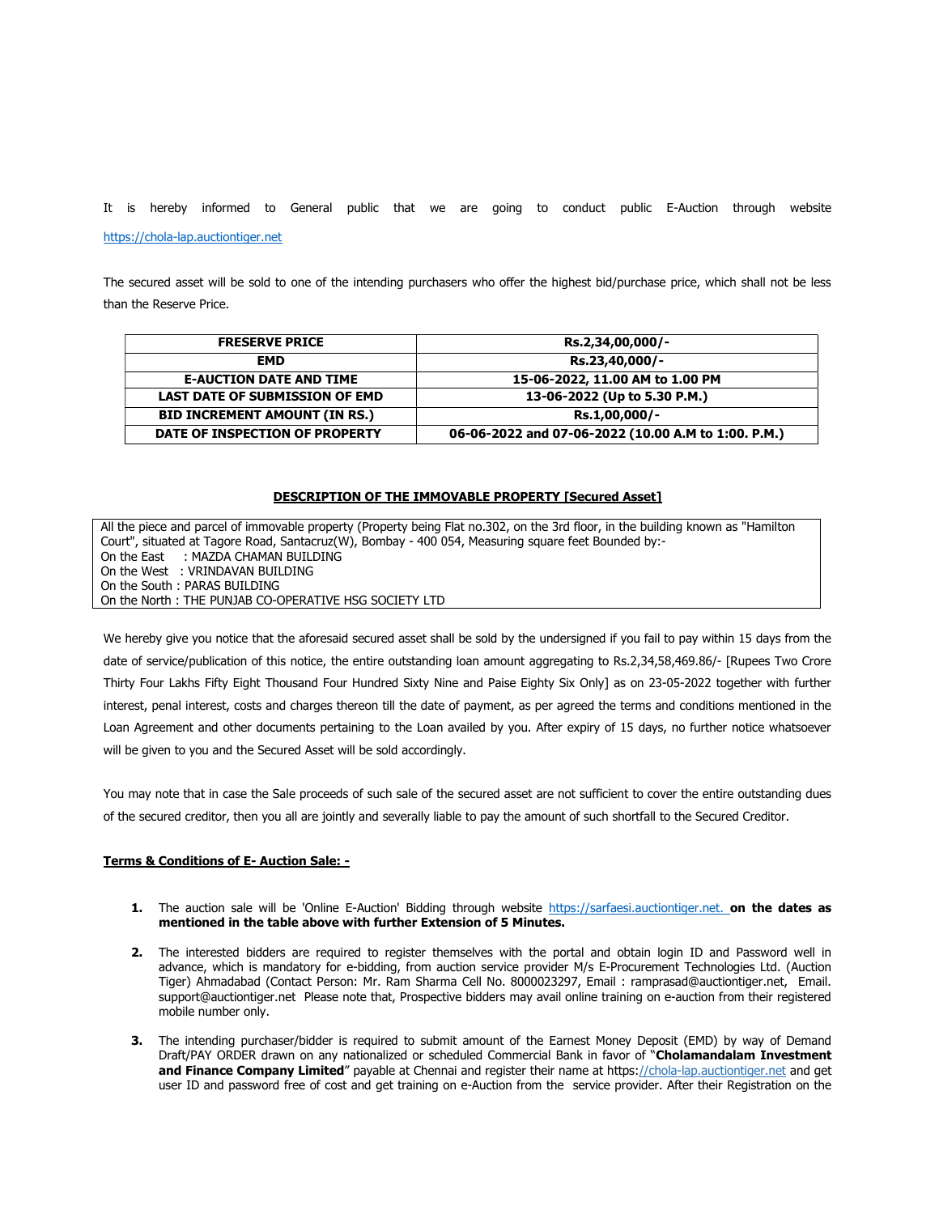It is hereby informed to General public that we are going to conduct public E-Auction through website https://chola-lap.auctiontiger.net

The secured asset will be sold to one of the intending purchasers who offer the highest bid/purchase price, which shall not be less than the Reserve Price.

| FRESERVE PRICE | Rs.2,34,00,000/- |
|---|---|
| EMD | Rs.23,40,000/- |
| E-AUCTION DATE AND TIME | 15-06-2022, 11.00 AM to 1.00 PM |
| LAST DATE OF SUBMISSION OF EMD | 13-06-2022 (Up to 5.30 P.M.) |
| BID INCREMENT AMOUNT (IN RS.) | Rs.1,00,000/- |
| DATE OF INSPECTION OF PROPERTY | 06-06-2022 and 07-06-2022 (10.00 A.M to 1:00. P.M.) |

**DESCRIPTION OF THE IMMOVABLE PROPERTY [Secured Asset]**

All the piece and parcel of immovable property (Property being Flat no.302, on the 3rd floor, in the building known as "Hamilton Court", situated at Tagore Road, Santacruz(W), Bombay - 400 054, Measuring square feet Bounded by:-
On the East : MAZDA CHAMAN BUILDING
On the West : VRINDAVAN BUILDING
On the South : PARAS BUILDING
On the North : THE PUNJAB CO-OPERATIVE HSG SOCIETY LTD

We hereby give you notice that the aforesaid secured asset shall be sold by the undersigned if you fail to pay within 15 days from the date of service/publication of this notice, the entire outstanding loan amount aggregating to Rs.2,34,58,469.86/- [Rupees Two Crore Thirty Four Lakhs Fifty Eight Thousand Four Hundred Sixty Nine and Paise Eighty Six Only] as on 23-05-2022 together with further interest, penal interest, costs and charges thereon till the date of payment, as per agreed the terms and conditions mentioned in the Loan Agreement and other documents pertaining to the Loan availed by you. After expiry of 15 days, no further notice whatsoever will be given to you and the Secured Asset will be sold accordingly.

You may note that in case the Sale proceeds of such sale of the secured asset are not sufficient to cover the entire outstanding dues of the secured creditor, then you all are jointly and severally liable to pay the amount of such shortfall to the Secured Creditor.

**Terms & Conditions of E- Auction Sale: -**

1. The auction sale will be 'Online E-Auction' Bidding through website https://sarfaesi.auctiontiger.net. **on the dates as mentioned in the table above with further Extension of 5 Minutes.**

2. The interested bidders are required to register themselves with the portal and obtain login ID and Password well in advance, which is mandatory for e-bidding, from auction service provider M/s E-Procurement Technologies Ltd. (Auction Tiger) Ahmadabad (Contact Person: Mr. Ram Sharma Cell No. 8000023297, Email : ramprasad@auctiontiger.net, Email. support@auctiontiger.net Please note that, Prospective bidders may avail online training on e-auction from their registered mobile number only.

3. The intending purchaser/bidder is required to submit amount of the Earnest Money Deposit (EMD) by way of Demand Draft/PAY ORDER drawn on any nationalized or scheduled Commercial Bank in favor of "**Cholamandalam Investment and Finance Company Limited**" payable at Chennai and register their name at https://chola-lap.auctiontiger.net and get user ID and password free of cost and get training on e-Auction from the service provider. After their Registration on the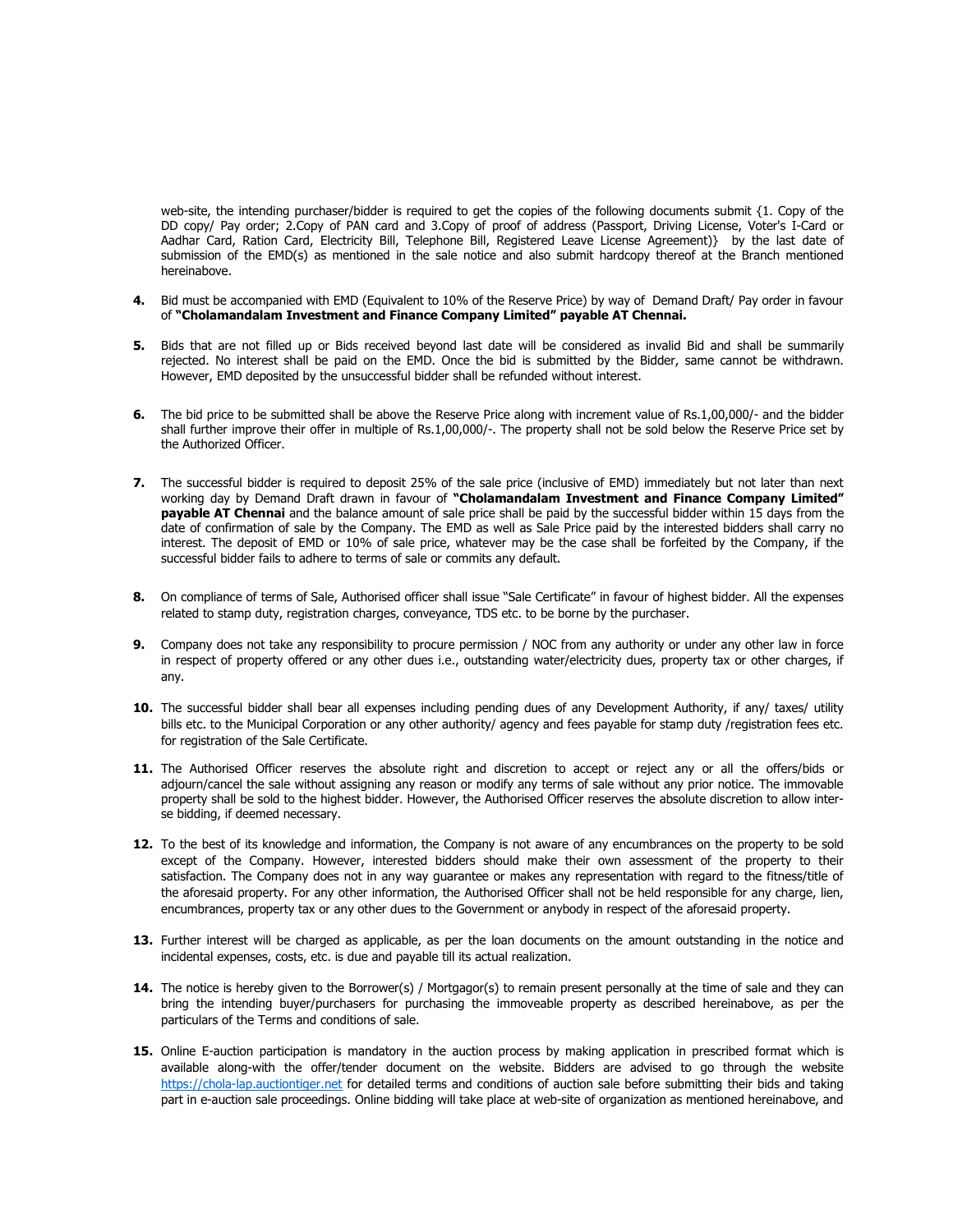web-site, the intending purchaser/bidder is required to get the copies of the following documents submit {1. Copy of the DD copy/ Pay order; 2.Copy of PAN card and 3.Copy of proof of address (Passport, Driving License, Voter's I-Card or Aadhar Card, Ration Card, Electricity Bill, Telephone Bill, Registered Leave License Agreement)} by the last date of submission of the EMD(s) as mentioned in the sale notice and also submit hardcopy thereof at the Branch mentioned hereinabove.

4. Bid must be accompanied with EMD (Equivalent to 10% of the Reserve Price) by way of Demand Draft/ Pay order in favour of **"Cholamandalam Investment and Finance Company Limited" payable AT Chennai.**

5. Bids that are not filled up or Bids received beyond last date will be considered as invalid Bid and shall be summarily rejected. No interest shall be paid on the EMD. Once the bid is submitted by the Bidder, same cannot be withdrawn. However, EMD deposited by the unsuccessful bidder shall be refunded without interest.

6. The bid price to be submitted shall be above the Reserve Price along with increment value of Rs.1,00,000/- and the bidder shall further improve their offer in multiple of Rs.1,00,000/-. The property shall not be sold below the Reserve Price set by the Authorized Officer.

7. The successful bidder is required to deposit 25% of the sale price (inclusive of EMD) immediately but not later than next working day by Demand Draft drawn in favour of **"Cholamandalam Investment and Finance Company Limited" payable AT Chennai** and the balance amount of sale price shall be paid by the successful bidder within 15 days from the date of confirmation of sale by the Company. The EMD as well as Sale Price paid by the interested bidders shall carry no interest. The deposit of EMD or 10% of sale price, whatever may be the case shall be forfeited by the Company, if the successful bidder fails to adhere to terms of sale or commits any default.

8. On compliance of terms of Sale, Authorised officer shall issue "Sale Certificate" in favour of highest bidder. All the expenses related to stamp duty, registration charges, conveyance, TDS etc. to be borne by the purchaser.

9. Company does not take any responsibility to procure permission / NOC from any authority or under any other law in force in respect of property offered or any other dues i.e., outstanding water/electricity dues, property tax or other charges, if any.

10. The successful bidder shall bear all expenses including pending dues of any Development Authority, if any/ taxes/ utility bills etc. to the Municipal Corporation or any other authority/ agency and fees payable for stamp duty /registration fees etc. for registration of the Sale Certificate.

11. The Authorised Officer reserves the absolute right and discretion to accept or reject any or all the offers/bids or adjourn/cancel the sale without assigning any reason or modify any terms of sale without any prior notice. The immovable property shall be sold to the highest bidder. However, the Authorised Officer reserves the absolute discretion to allow inter-se bidding, if deemed necessary.

12. To the best of its knowledge and information, the Company is not aware of any encumbrances on the property to be sold except of the Company. However, interested bidders should make their own assessment of the property to their satisfaction. The Company does not in any way guarantee or makes any representation with regard to the fitness/title of the aforesaid property. For any other information, the Authorised Officer shall not be held responsible for any charge, lien, encumbrances, property tax or any other dues to the Government or anybody in respect of the aforesaid property.

13. Further interest will be charged as applicable, as per the loan documents on the amount outstanding in the notice and incidental expenses, costs, etc. is due and payable till its actual realization.

14. The notice is hereby given to the Borrower(s) / Mortgagor(s) to remain present personally at the time of sale and they can bring the intending buyer/purchasers for purchasing the immoveable property as described hereinabove, as per the particulars of the Terms and conditions of sale.

15. Online E-auction participation is mandatory in the auction process by making application in prescribed format which is available along-with the offer/tender document on the website. Bidders are advised to go through the website https://chola-lap.auctiontiger.net for detailed terms and conditions of auction sale before submitting their bids and taking part in e-auction sale proceedings. Online bidding will take place at web-site of organization as mentioned hereinabove, and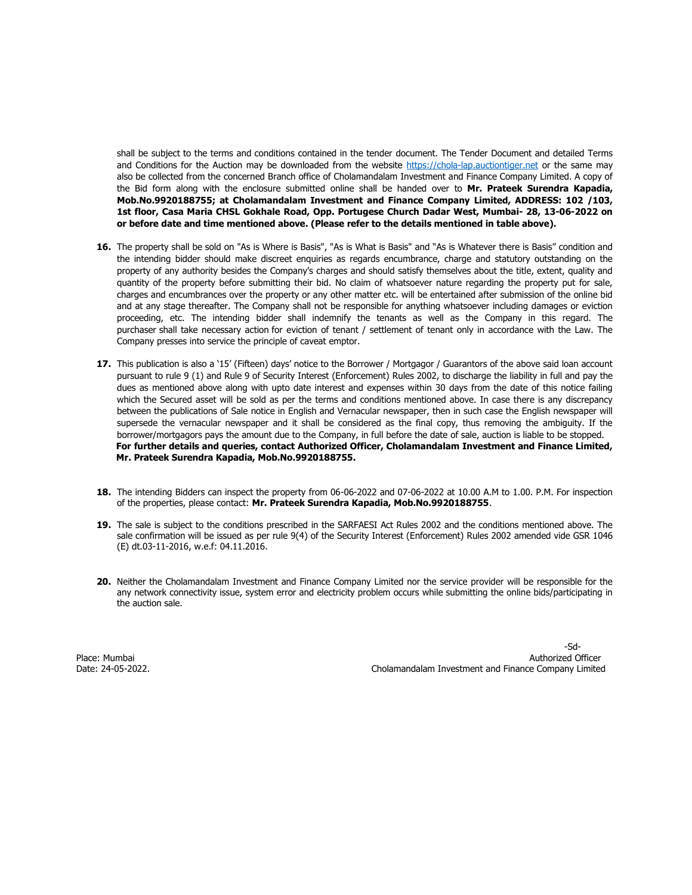shall be subject to the terms and conditions contained in the tender document. The Tender Document and detailed Terms and Conditions for the Auction may be downloaded from the website https://chola-lap.auctiontiger.net or the same may also be collected from the concerned Branch office of Cholamandalam Investment and Finance Company Limited. A copy of the Bid form along with the enclosure submitted online shall be handed over to **Mr. Prateek Surendra Kapadia, Mob.No.9920188755; at Cholamandalam Investment and Finance Company Limited, ADDRESS: 102 /103, 1st floor, Casa Maria CHSL Gokhale Road, Opp. Portugese Church Dadar West, Mumbai- 28, 13-06-2022 on or before date and time mentioned above. (Please refer to the details mentioned in table above).**

16. The property shall be sold on "As is Where is Basis", "As is What is Basis" and "As is Whatever there is Basis" condition and the intending bidder should make discreet enquiries as regards encumbrance, charge and statutory outstanding on the property of any authority besides the Company's charges and should satisfy themselves about the title, extent, quality and quantity of the property before submitting their bid. No claim of whatsoever nature regarding the property put for sale, charges and encumbrances over the property or any other matter etc. will be entertained after submission of the online bid and at any stage thereafter. The Company shall not be responsible for anything whatsoever including damages or eviction proceeding, etc. The intending bidder shall indemnify the tenants as well as the Company in this regard. The purchaser shall take necessary action for eviction of tenant / settlement of tenant only in accordance with the Law. The Company presses into service the principle of caveat emptor.

17. This publication is also a '15' (Fifteen) days' notice to the Borrower / Mortgagor / Guarantors of the above said loan account pursuant to rule 9 (1) and Rule 9 of Security Interest (Enforcement) Rules 2002, to discharge the liability in full and pay the dues as mentioned above along with upto date interest and expenses within 30 days from the date of this notice failing which the Secured asset will be sold as per the terms and conditions mentioned above. In case there is any discrepancy between the publications of Sale notice in English and Vernacular newspaper, then in such case the English newspaper will supersede the vernacular newspaper and it shall be considered as the final copy, thus removing the ambiguity. If the borrower/mortgagors pays the amount due to the Company, in full before the date of sale, auction is liable to be stopped.
**For further details and queries, contact Authorized Officer, Cholamandalam Investment and Finance Limited, Mr. Prateek Surendra Kapadia, Mob.No.9920188755.**

18. The intending Bidders can inspect the property from 06-06-2022 and 07-06-2022 at 10.00 A.M to 1.00. P.M. For inspection of the properties, please contact: **Mr. Prateek Surendra Kapadia, Mob.No.9920188755**.

19. The sale is subject to the conditions prescribed in the SARFAESI Act Rules 2002 and the conditions mentioned above. The sale confirmation will be issued as per rule 9(4) of the Security Interest (Enforcement) Rules 2002 amended vide GSR 1046 (E) dt.03-11-2016, w.e.f: 04.11.2016.

20. Neither the Cholamandalam Investment and Finance Company Limited nor the service provider will be responsible for the any network connectivity issue, system error and electricity problem occurs while submitting the online bids/participating in the auction sale.

-Sd-
Authorized Officer
Cholamandalam Investment and Finance Company Limited

Place: Mumbai
Date: 24-05-2022.